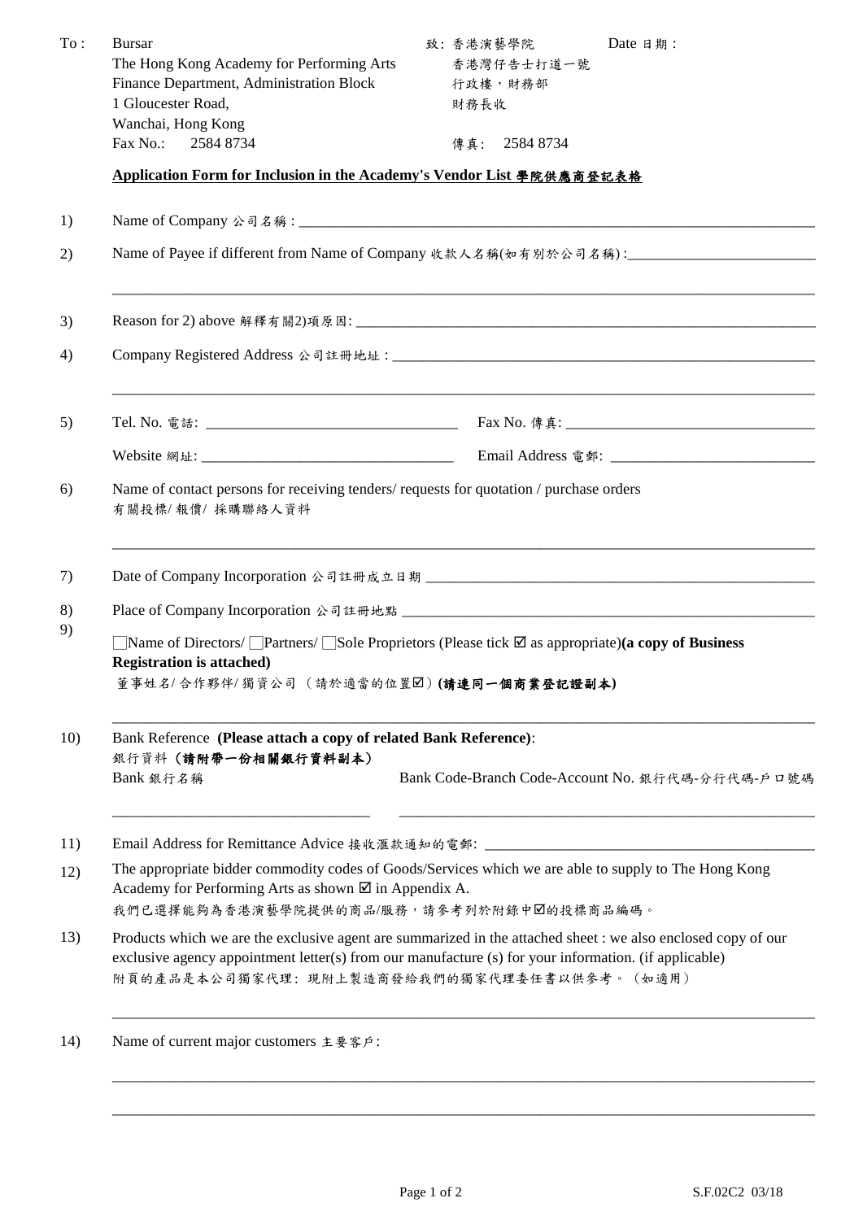To : Bursar
The Hong Kong Academy for Performing Arts
Finance Department, Administration Block
1 Gloucester Road,
Wanchai, Hong Kong
Fax No.: 2584 8734

致: 香港演藝學院
香港灣仔告士打道一號
行政樓，財務部
財務長收
傳真: 2584 8734

Date 日期 :

## Application Form for Inclusion in the Academy's Vendor List 學院供應商登記表格

1) Name of Company 公司名稱 : ______________________________

2) Name of Payee if different from Name of Company 收款人名稱(如有別於公司名稱) :______________________________

______________________________

3) Reason for 2) above 解釋有關2)項原因: ______________________________

4) Company Registered Address 公司註冊地址 : ______________________________

______________________________

5) Tel. No. 電話: ______________________________ Fax No. 傳真: ______________________________

Website 網址: ______________________________ Email Address 電郵: ______________________________

6) Name of contact persons for receiving tenders/ requests for quotation / purchase orders
有關投標/ 報價/ 採購聯絡人資料

______________________________

7) Date of Company Incorporation 公司註冊成立日期 ______________________________

8) Place of Company Incorporation 公司註冊地點 ______________________________

9) ☐Name of Directors/ ☐Partners/ ☐Sole Proprietors (Please tick ☑ as appropriate)**(a copy of Business Registration is attached)**
董事姓名/ 合作夥伴/ 獨資公司 （請於適當的位置☑）**(請連同一個商業登記證副本)**

______________________________

10) Bank Reference **(Please attach a copy of related Bank Reference)**:
銀行資料 **（請附帶一份相關銀行資料副本）**
Bank 銀行名稱 Bank Code-Branch Code-Account No. 銀行代碼-分行代碼-戶口號碼

______________________________ ______________________________

11) Email Address for Remittance Advice 接收滙款通知的電郵: ______________________________

12) The appropriate bidder commodity codes of Goods/Services which we are able to supply to The Hong Kong Academy for Performing Arts as shown ☑ in Appendix A.
我們已選擇能夠為香港演藝學院提供的商品/服務，請參考列於附錄中☑的投標商品編碼。

13) Products which we are the exclusive agent are summarized in the attached sheet : we also enclosed copy of our exclusive agency appointment letter(s) from our manufacture (s) for your information. (if applicable)
附頁的產品是本公司獨家代理: 現附上製造商發給我們的獨家代理委任書以供參考。（如適用）

______________________________

14) Name of current major customers 主要客戶:

______________________________

______________________________

S.F.02C2 03/18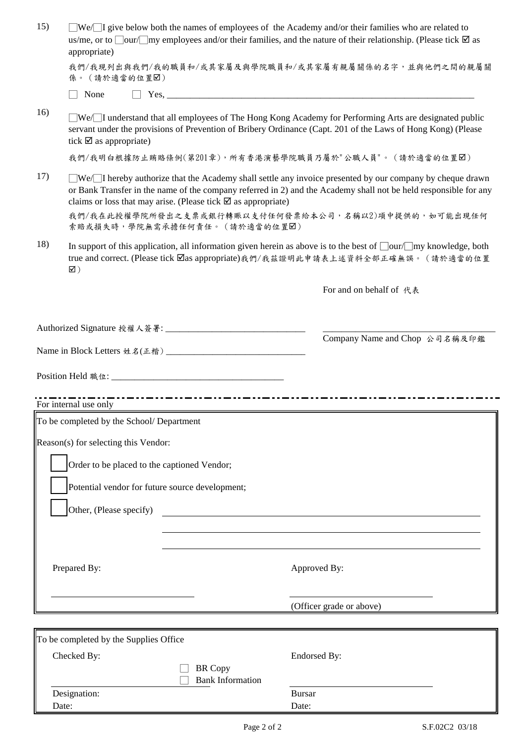15) ☐We/☐I give below both the names of employees of the Academy and/or their families who are related to us/me, or to ☐our/☐my employees and/or their families, and the nature of their relationship. (Please tick ☑ as appropriate)

我們/我現列出與我們/我的職員和/或其家屬及與學院職員和/或其家屬有親屬關係的名字，並與他們之間的親屬關係。(請於適當的位置☑)

☐ None ☐ Yes, ________________________________________________________________

16) ☐We/☐I understand that all employees of The Hong Kong Academy for Performing Arts are designated public servant under the provisions of Prevention of Bribery Ordinance (Capt. 201 of the Laws of Hong Kong) (Please tick ☑ as appropriate)

我們/我明白根據防止賄賂條例(第201章)，所有香港演藝學院職員乃屬於"公職人員"。(請於適當的位置☑)

17) ☐We/☐I hereby authorize that the Academy shall settle any invoice presented by our company by cheque drawn or Bank Transfer in the name of the company referred in 2) and the Academy shall not be held responsible for any claims or loss that may arise. (Please tick ☑ as appropriate)

我們/我在此授權學院所發出之支票或銀行轉賬以支付任何發票給本公司，名稱以2)項中提供的，如可能出現任何索賠或損失時，學院無需承擔任何責任。(請於適當的位置☑)

18) In support of this application, all information given herein as above is to the best of ☐our/☐my knowledge, both true and correct. (Please tick ☑as appropriate)我們/我茲證明此申請表上述資料全部正確無誤。(請於適當的位置☑)

For and on behalf of 代表

Authorized Signature 授權人簽署: ______________________________

______________________________
Company Name and Chop 公司名稱及印鑑

Name in Block Letters 姓名(正楷) ______________________________

Position Held 職位: ______________________________

---

For internal use only

**To be completed by the School/ Department**

Reason(s) for selecting this Vendor:

☐ Order to be placed to the captioned Vendor;

☐ Potential vendor for future source development;

☐ Other, (Please specify) ______________________________

______________________________

______________________________

| Prepared By: | Approved By: |
|---|---|
| ______________________ | ______________________ |
| | (Officer grade or above) |

**To be completed by the Supplies Office**

| Checked By: | Endorsed By: |
|---|---|
| ☐ BR Copy<br>☐ Bank Information | ______________________ |
| Designation: | Bursar |
| Date: | Date: |

S.F.02C2 03/18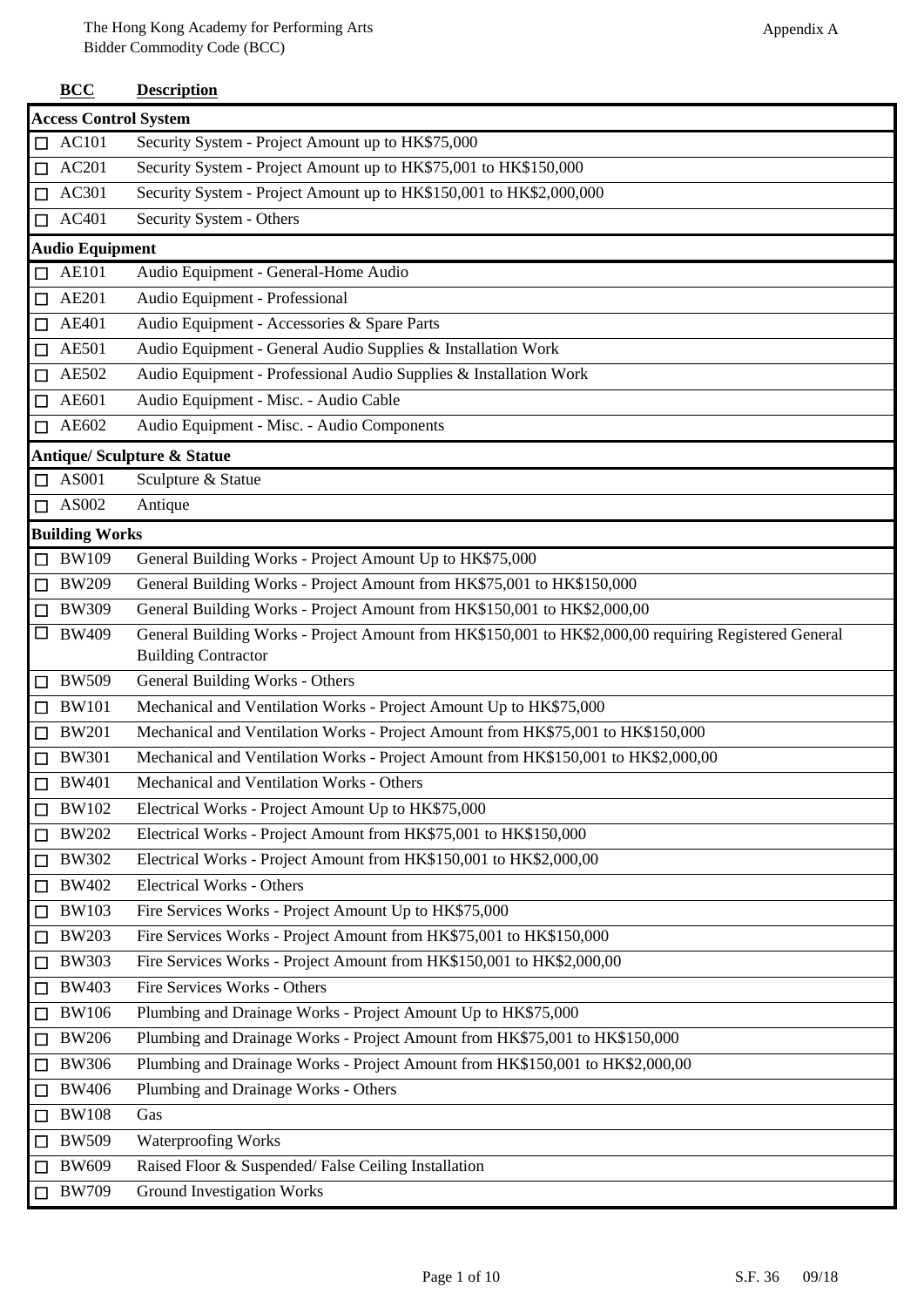The Hong Kong Academy for Performing Arts
Bidder Commodity Code (BCC)

Appendix A

| | BCC | Description |
|---|---|---|
| **Access Control System** | | |
| ☐ | AC101 | Security System - Project Amount up to HK$75,000 |
| ☐ | AC201 | Security System - Project Amount up to HK$75,001 to HK$150,000 |
| ☐ | AC301 | Security System - Project Amount up to HK$150,001 to HK$2,000,000 |
| ☐ | AC401 | Security System - Others |
| **Audio Equipment** | | |
| ☐ | AE101 | Audio Equipment - General-Home Audio |
| ☐ | AE201 | Audio Equipment - Professional |
| ☐ | AE401 | Audio Equipment - Accessories & Spare Parts |
| ☐ | AE501 | Audio Equipment - General Audio Supplies & Installation Work |
| ☐ | AE502 | Audio Equipment - Professional Audio Supplies & Installation Work |
| ☐ | AE601 | Audio Equipment - Misc. - Audio Cable |
| ☐ | AE602 | Audio Equipment - Misc. - Audio Components |
| **Antique/ Sculpture & Statue** | | |
| ☐ | AS001 | Sculpture & Statue |
| ☐ | AS002 | Antique |
| **Building Works** | | |
| ☐ | BW109 | General Building Works - Project Amount Up to HK$75,000 |
| ☐ | BW209 | General Building Works - Project Amount from HK$75,001 to HK$150,000 |
| ☐ | BW309 | General Building Works - Project Amount from HK$150,001 to HK$2,000,00 |
| ☐ | BW409 | General Building Works - Project Amount from HK$150,001 to HK$2,000,00 requiring Registered General Building Contractor |
| ☐ | BW509 | General Building Works - Others |
| ☐ | BW101 | Mechanical and Ventilation Works - Project Amount Up to HK$75,000 |
| ☐ | BW201 | Mechanical and Ventilation Works - Project Amount from HK$75,001 to HK$150,000 |
| ☐ | BW301 | Mechanical and Ventilation Works - Project Amount from HK$150,001 to HK$2,000,00 |
| ☐ | BW401 | Mechanical and Ventilation Works - Others |
| ☐ | BW102 | Electrical Works - Project Amount Up to HK$75,000 |
| ☐ | BW202 | Electrical Works - Project Amount from HK$75,001 to HK$150,000 |
| ☐ | BW302 | Electrical Works - Project Amount from HK$150,001 to HK$2,000,00 |
| ☐ | BW402 | Electrical Works - Others |
| ☐ | BW103 | Fire Services Works - Project Amount Up to HK$75,000 |
| ☐ | BW203 | Fire Services Works - Project Amount from HK$75,001 to HK$150,000 |
| ☐ | BW303 | Fire Services Works - Project Amount from HK$150,001 to HK$2,000,00 |
| ☐ | BW403 | Fire Services Works - Others |
| ☐ | BW106 | Plumbing and Drainage Works - Project Amount Up to HK$75,000 |
| ☐ | BW206 | Plumbing and Drainage Works - Project Amount from HK$75,001 to HK$150,000 |
| ☐ | BW306 | Plumbing and Drainage Works - Project Amount from HK$150,001 to HK$2,000,00 |
| ☐ | BW406 | Plumbing and Drainage Works - Others |
| ☐ | BW108 | Gas |
| ☐ | BW509 | Waterproofing Works |
| ☐ | BW609 | Raised Floor & Suspended/ False Ceiling Installation |
| ☐ | BW709 | Ground Investigation Works |

S.F. 36 09/18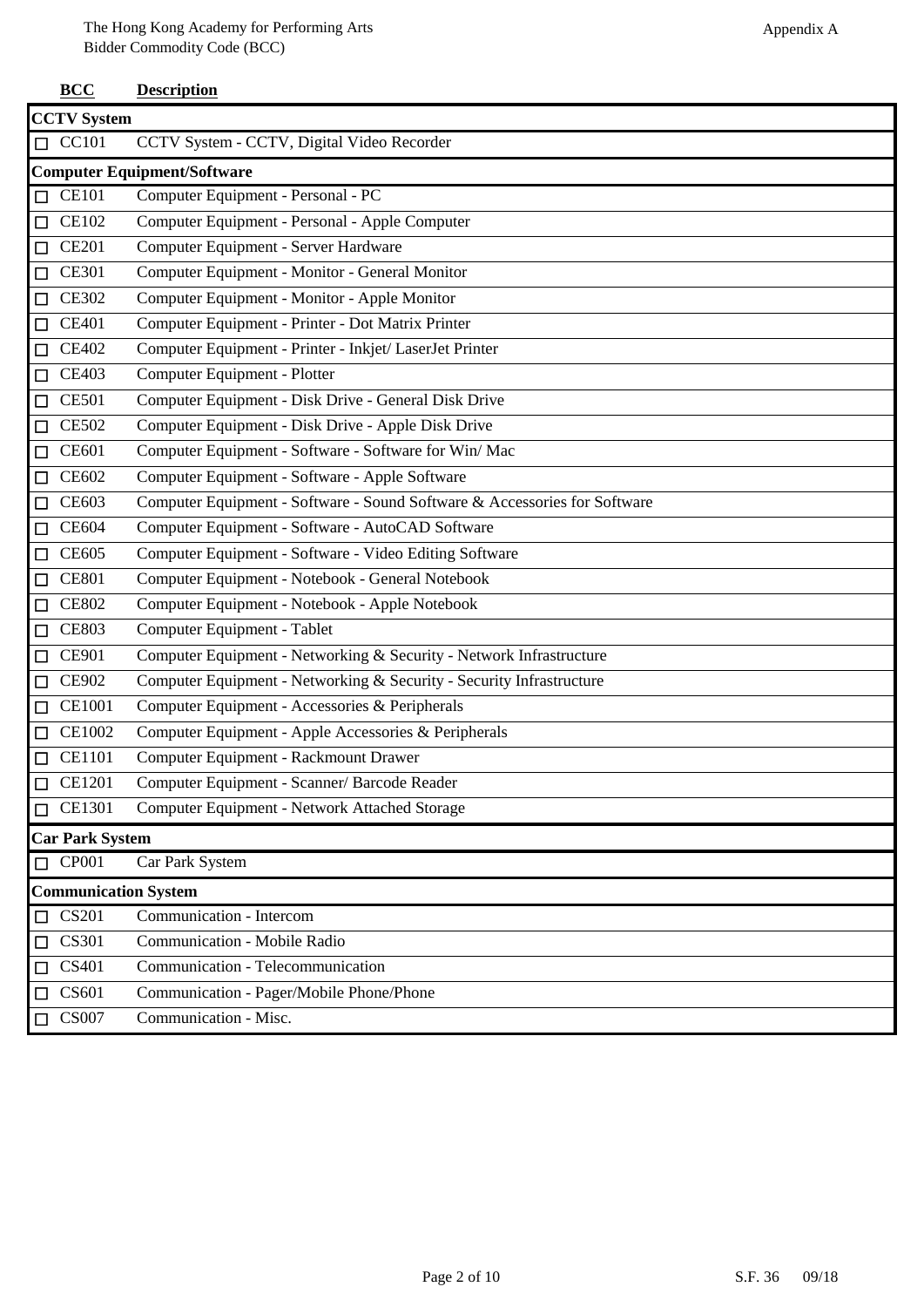The Hong Kong Academy for Performing Arts
Bidder Commodity Code (BCC)

Appendix A

| BCC | Description |
|---|---|
| **CCTV System** | |
| ☐ CC101 | CCTV System - CCTV, Digital Video Recorder |
| **Computer Equipment/Software** | |
| ☐ CE101 | Computer Equipment - Personal - PC |
| ☐ CE102 | Computer Equipment - Personal - Apple Computer |
| ☐ CE201 | Computer Equipment - Server Hardware |
| ☐ CE301 | Computer Equipment - Monitor - General Monitor |
| ☐ CE302 | Computer Equipment - Monitor - Apple Monitor |
| ☐ CE401 | Computer Equipment - Printer - Dot Matrix Printer |
| ☐ CE402 | Computer Equipment - Printer - Inkjet/ LaserJet Printer |
| ☐ CE403 | Computer Equipment - Plotter |
| ☐ CE501 | Computer Equipment - Disk Drive - General Disk Drive |
| ☐ CE502 | Computer Equipment - Disk Drive - Apple Disk Drive |
| ☐ CE601 | Computer Equipment - Software - Software for Win/ Mac |
| ☐ CE602 | Computer Equipment - Software - Apple Software |
| ☐ CE603 | Computer Equipment - Software - Sound Software & Accessories for Software |
| ☐ CE604 | Computer Equipment - Software - AutoCAD Software |
| ☐ CE605 | Computer Equipment - Software - Video Editing Software |
| ☐ CE801 | Computer Equipment - Notebook - General Notebook |
| ☐ CE802 | Computer Equipment - Notebook - Apple Notebook |
| ☐ CE803 | Computer Equipment - Tablet |
| ☐ CE901 | Computer Equipment - Networking & Security - Network Infrastructure |
| ☐ CE902 | Computer Equipment - Networking & Security - Security Infrastructure |
| ☐ CE1001 | Computer Equipment - Accessories & Peripherals |
| ☐ CE1002 | Computer Equipment - Apple Accessories & Peripherals |
| ☐ CE1101 | Computer Equipment - Rackmount Drawer |
| ☐ CE1201 | Computer Equipment - Scanner/ Barcode Reader |
| ☐ CE1301 | Computer Equipment - Network Attached Storage |
| **Car Park System** | |
| ☐ CP001 | Car Park System |
| **Communication System** | |
| ☐ CS201 | Communication - Intercom |
| ☐ CS301 | Communication - Mobile Radio |
| ☐ CS401 | Communication - Telecommunication |
| ☐ CS601 | Communication - Pager/Mobile Phone/Phone |
| ☐ CS007 | Communication - Misc. |

S.F. 36 09/18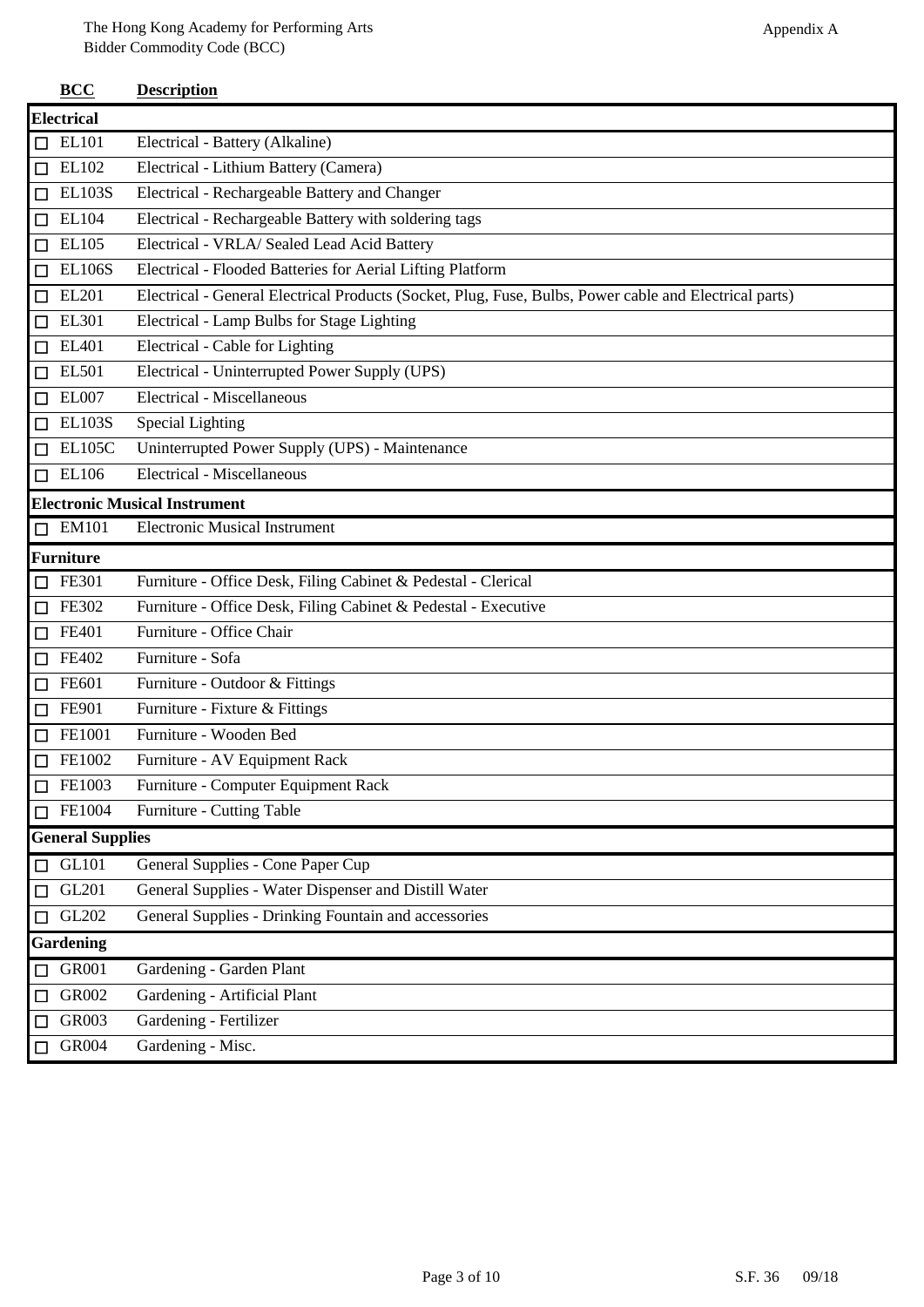The Hong Kong Academy for Performing Arts
Bidder Commodity Code (BCC)

Appendix A

| | BCC | Description |
|---|---|---|
| **Electrical** | | |
| ☐ | EL101 | Electrical - Battery (Alkaline) |
| ☐ | EL102 | Electrical - Lithium Battery (Camera) |
| ☐ | EL103S | Electrical - Rechargeable Battery and Changer |
| ☐ | EL104 | Electrical - Rechargeable Battery with soldering tags |
| ☐ | EL105 | Electrical - VRLA/ Sealed Lead Acid Battery |
| ☐ | EL106S | Electrical - Flooded Batteries for Aerial Lifting Platform |
| ☐ | EL201 | Electrical - General Electrical Products (Socket, Plug, Fuse, Bulbs, Power cable and Electrical parts) |
| ☐ | EL301 | Electrical - Lamp Bulbs for Stage Lighting |
| ☐ | EL401 | Electrical - Cable for Lighting |
| ☐ | EL501 | Electrical - Uninterrupted Power Supply (UPS) |
| ☐ | EL007 | Electrical - Miscellaneous |
| ☐ | EL103S | Special Lighting |
| ☐ | EL105C | Uninterrupted Power Supply (UPS) - Maintenance |
| ☐ | EL106 | Electrical - Miscellaneous |
| **Electronic Musical Instrument** | | |
| ☐ | EM101 | Electronic Musical Instrument |
| **Furniture** | | |
| ☐ | FE301 | Furniture - Office Desk, Filing Cabinet & Pedestal - Clerical |
| ☐ | FE302 | Furniture - Office Desk, Filing Cabinet & Pedestal - Executive |
| ☐ | FE401 | Furniture - Office Chair |
| ☐ | FE402 | Furniture - Sofa |
| ☐ | FE601 | Furniture - Outdoor & Fittings |
| ☐ | FE901 | Furniture - Fixture & Fittings |
| ☐ | FE1001 | Furniture - Wooden Bed |
| ☐ | FE1002 | Furniture - AV Equipment Rack |
| ☐ | FE1003 | Furniture - Computer Equipment Rack |
| ☐ | FE1004 | Furniture - Cutting Table |
| **General Supplies** | | |
| ☐ | GL101 | General Supplies - Cone Paper Cup |
| ☐ | GL201 | General Supplies - Water Dispenser and Distill Water |
| ☐ | GL202 | General Supplies - Drinking Fountain and accessories |
| **Gardening** | | |
| ☐ | GR001 | Gardening - Garden Plant |
| ☐ | GR002 | Gardening - Artificial Plant |
| ☐ | GR003 | Gardening - Fertilizer |
| ☐ | GR004 | Gardening - Misc. |

S.F. 36 09/18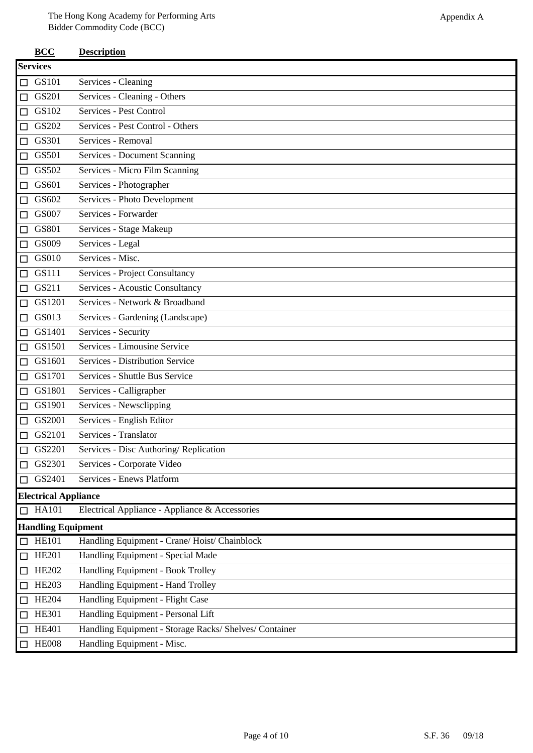Appendix A

| BCC | Description |
| --- | --- |
| **Services** | |
| ☐ GS101 | Services - Cleaning |
| ☐ GS201 | Services - Cleaning - Others |
| ☐ GS102 | Services - Pest Control |
| ☐ GS202 | Services - Pest Control - Others |
| ☐ GS301 | Services - Removal |
| ☐ GS501 | Services - Document Scanning |
| ☐ GS502 | Services - Micro Film Scanning |
| ☐ GS601 | Services - Photographer |
| ☐ GS602 | Services - Photo Development |
| ☐ GS007 | Services - Forwarder |
| ☐ GS801 | Services - Stage Makeup |
| ☐ GS009 | Services - Legal |
| ☐ GS010 | Services - Misc. |
| ☐ GS111 | Services - Project Consultancy |
| ☐ GS211 | Services - Acoustic Consultancy |
| ☐ GS1201 | Services - Network & Broadband |
| ☐ GS013 | Services - Gardening (Landscape) |
| ☐ GS1401 | Services - Security |
| ☐ GS1501 | Services - Limousine Service |
| ☐ GS1601 | Services - Distribution Service |
| ☐ GS1701 | Services - Shuttle Bus Service |
| ☐ GS1801 | Services - Calligrapher |
| ☐ GS1901 | Services - Newsclipping |
| ☐ GS2001 | Services - English Editor |
| ☐ GS2101 | Services - Translator |
| ☐ GS2201 | Services - Disc Authoring/ Replication |
| ☐ GS2301 | Services - Corporate Video |
| ☐ GS2401 | Services - Enews Platform |
| **Electrical Appliance** | |
| ☐ HA101 | Electrical Appliance - Appliance & Accessories |
| **Handling Equipment** | |
| ☐ HE101 | Handling Equipment - Crane/ Hoist/ Chainblock |
| ☐ HE201 | Handling Equipment - Special Made |
| ☐ HE202 | Handling Equipment - Book Trolley |
| ☐ HE203 | Handling Equipment - Hand Trolley |
| ☐ HE204 | Handling Equipment - Flight Case |
| ☐ HE301 | Handling Equipment - Personal Lift |
| ☐ HE401 | Handling Equipment - Storage Racks/ Shelves/ Container |
| ☐ HE008 | Handling Equipment - Misc. |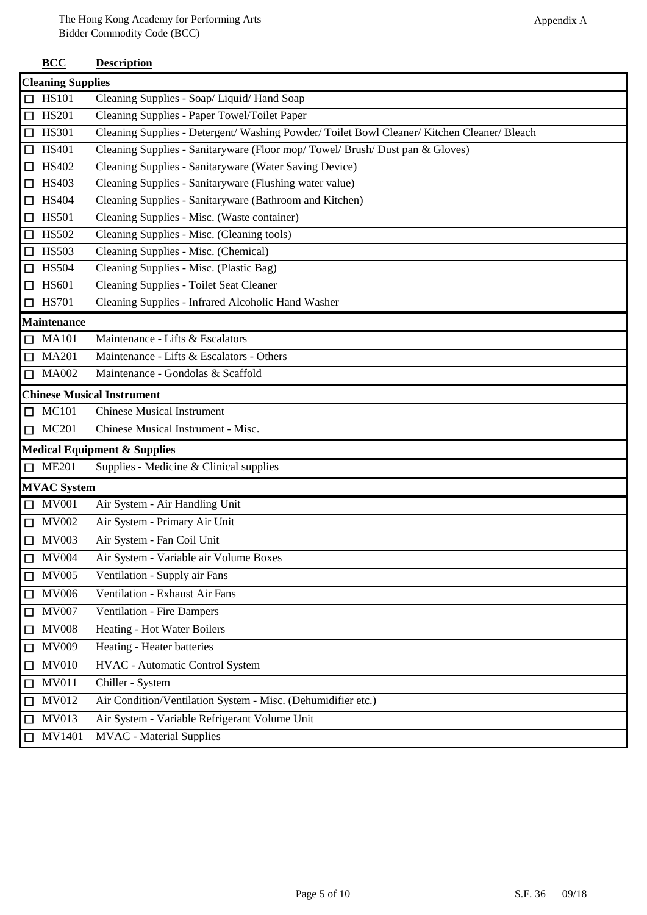The Hong Kong Academy for Performing Arts
Bidder Commodity Code (BCC)

Appendix A

| BCC | Description |
|---|---|
| **Cleaning Supplies** | |
| ☐ HS101 | Cleaning Supplies - Soap/ Liquid/ Hand Soap |
| ☐ HS201 | Cleaning Supplies - Paper Towel/Toilet Paper |
| ☐ HS301 | Cleaning Supplies - Detergent/ Washing Powder/ Toilet Bowl Cleaner/ Kitchen Cleaner/ Bleach |
| ☐ HS401 | Cleaning Supplies - Sanitaryware (Floor mop/ Towel/ Brush/ Dust pan & Gloves) |
| ☐ HS402 | Cleaning Supplies - Sanitaryware (Water Saving Device) |
| ☐ HS403 | Cleaning Supplies - Sanitaryware (Flushing water value) |
| ☐ HS404 | Cleaning Supplies - Sanitaryware (Bathroom and Kitchen) |
| ☐ HS501 | Cleaning Supplies - Misc. (Waste container) |
| ☐ HS502 | Cleaning Supplies - Misc. (Cleaning tools) |
| ☐ HS503 | Cleaning Supplies - Misc. (Chemical) |
| ☐ HS504 | Cleaning Supplies - Misc. (Plastic Bag) |
| ☐ HS601 | Cleaning Supplies - Toilet Seat Cleaner |
| ☐ HS701 | Cleaning Supplies - Infrared Alcoholic Hand Washer |
| **Maintenance** | |
| ☐ MA101 | Maintenance - Lifts & Escalators |
| ☐ MA201 | Maintenance - Lifts & Escalators - Others |
| ☐ MA002 | Maintenance - Gondolas & Scaffold |
| **Chinese Musical Instrument** | |
| ☐ MC101 | Chinese Musical Instrument |
| ☐ MC201 | Chinese Musical Instrument - Misc. |
| **Medical Equipment & Supplies** | |
| ☐ ME201 | Supplies - Medicine & Clinical supplies |
| **MVAC System** | |
| ☐ MV001 | Air System - Air Handling Unit |
| ☐ MV002 | Air System - Primary Air Unit |
| ☐ MV003 | Air System - Fan Coil Unit |
| ☐ MV004 | Air System - Variable air Volume Boxes |
| ☐ MV005 | Ventilation - Supply air Fans |
| ☐ MV006 | Ventilation - Exhaust Air Fans |
| ☐ MV007 | Ventilation - Fire Dampers |
| ☐ MV008 | Heating - Hot Water Boilers |
| ☐ MV009 | Heating - Heater batteries |
| ☐ MV010 | HVAC - Automatic Control System |
| ☐ MV011 | Chiller - System |
| ☐ MV012 | Air Condition/Ventilation System - Misc. (Dehumidifier etc.) |
| ☐ MV013 | Air System - Variable Refrigerant Volume Unit |
| ☐ MV1401 | MVAC - Material Supplies |

S.F. 36 09/18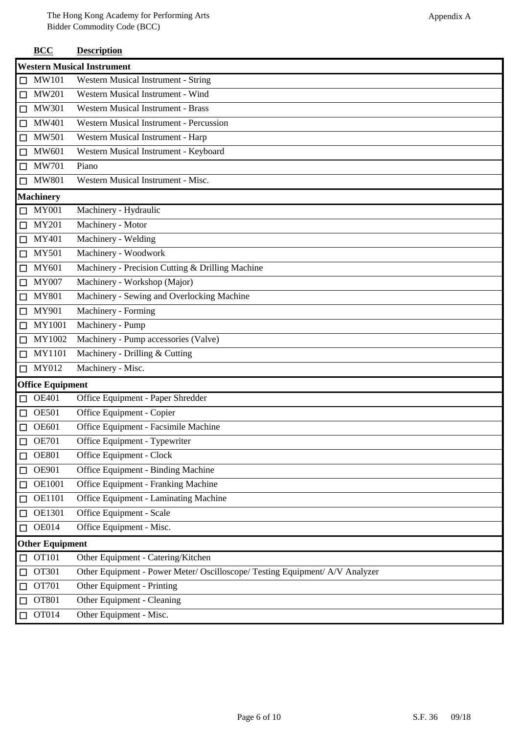The Hong Kong Academy for Performing Arts
Bidder Commodity Code (BCC)

Appendix A

| BCC | Description |
|---|---|
| **Western Musical Instrument** | |
| ☐ MW101 | Western Musical Instrument - String |
| ☐ MW201 | Western Musical Instrument - Wind |
| ☐ MW301 | Western Musical Instrument - Brass |
| ☐ MW401 | Western Musical Instrument - Percussion |
| ☐ MW501 | Western Musical Instrument - Harp |
| ☐ MW601 | Western Musical Instrument - Keyboard |
| ☐ MW701 | Piano |
| ☐ MW801 | Western Musical Instrument - Misc. |
| **Machinery** | |
| ☐ MY001 | Machinery - Hydraulic |
| ☐ MY201 | Machinery - Motor |
| ☐ MY401 | Machinery - Welding |
| ☐ MY501 | Machinery - Woodwork |
| ☐ MY601 | Machinery - Precision Cutting & Drilling Machine |
| ☐ MY007 | Machinery - Workshop (Major) |
| ☐ MY801 | Machinery - Sewing and Overlocking Machine |
| ☐ MY901 | Machinery - Forming |
| ☐ MY1001 | Machinery - Pump |
| ☐ MY1002 | Machinery - Pump accessories (Valve) |
| ☐ MY1101 | Machinery - Drilling & Cutting |
| ☐ MY012 | Machinery - Misc. |
| **Office Equipment** | |
| ☐ OE401 | Office Equipment - Paper Shredder |
| ☐ OE501 | Office Equipment - Copier |
| ☐ OE601 | Office Equipment - Facsimile Machine |
| ☐ OE701 | Office Equipment - Typewriter |
| ☐ OE801 | Office Equipment - Clock |
| ☐ OE901 | Office Equipment - Binding Machine |
| ☐ OE1001 | Office Equipment - Franking Machine |
| ☐ OE1101 | Office Equipment - Laminating Machine |
| ☐ OE1301 | Office Equipment - Scale |
| ☐ OE014 | Office Equipment - Misc. |
| **Other Equipment** | |
| ☐ OT101 | Other Equipment - Catering/Kitchen |
| ☐ OT301 | Other Equipment - Power Meter/ Oscilloscope/ Testing Equipment/ A/V Analyzer |
| ☐ OT701 | Other Equipment - Printing |
| ☐ OT801 | Other Equipment - Cleaning |
| ☐ OT014 | Other Equipment - Misc. |

S.F. 36 09/18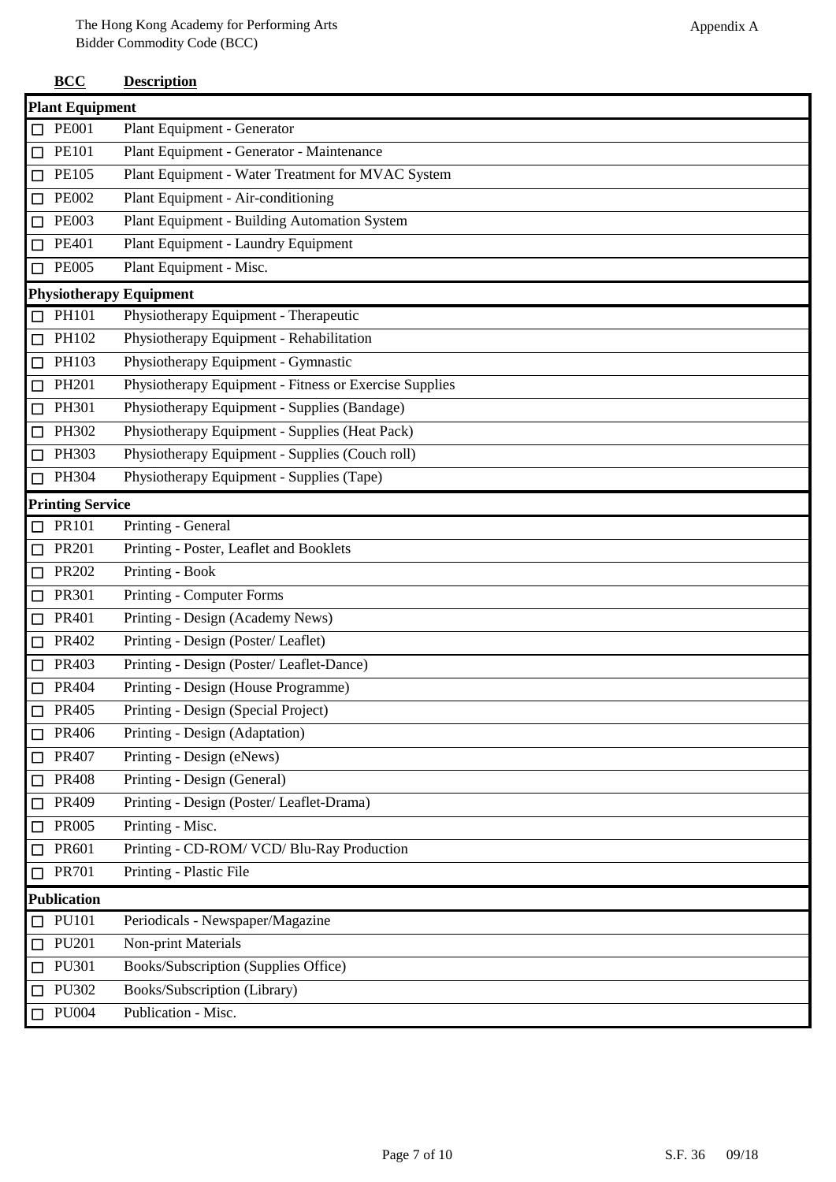The Hong Kong Academy for Performing Arts
Bidder Commodity Code (BCC)

Appendix A

| BCC | Description |
| --- | --- |
| **Plant Equipment** | |
| ☐ PE001 | Plant Equipment - Generator |
| ☐ PE101 | Plant Equipment - Generator - Maintenance |
| ☐ PE105 | Plant Equipment - Water Treatment for MVAC System |
| ☐ PE002 | Plant Equipment - Air-conditioning |
| ☐ PE003 | Plant Equipment - Building Automation System |
| ☐ PE401 | Plant Equipment - Laundry Equipment |
| ☐ PE005 | Plant Equipment - Misc. |
| **Physiotherapy Equipment** | |
| ☐ PH101 | Physiotherapy Equipment - Therapeutic |
| ☐ PH102 | Physiotherapy Equipment - Rehabilitation |
| ☐ PH103 | Physiotherapy Equipment - Gymnastic |
| ☐ PH201 | Physiotherapy Equipment - Fitness or Exercise Supplies |
| ☐ PH301 | Physiotherapy Equipment - Supplies (Bandage) |
| ☐ PH302 | Physiotherapy Equipment - Supplies (Heat Pack) |
| ☐ PH303 | Physiotherapy Equipment - Supplies (Couch roll) |
| ☐ PH304 | Physiotherapy Equipment - Supplies (Tape) |
| **Printing Service** | |
| ☐ PR101 | Printing - General |
| ☐ PR201 | Printing - Poster, Leaflet and Booklets |
| ☐ PR202 | Printing - Book |
| ☐ PR301 | Printing - Computer Forms |
| ☐ PR401 | Printing - Design (Academy News) |
| ☐ PR402 | Printing - Design (Poster/ Leaflet) |
| ☐ PR403 | Printing - Design (Poster/ Leaflet-Dance) |
| ☐ PR404 | Printing - Design (House Programme) |
| ☐ PR405 | Printing - Design (Special Project) |
| ☐ PR406 | Printing - Design (Adaptation) |
| ☐ PR407 | Printing - Design (eNews) |
| ☐ PR408 | Printing - Design (General) |
| ☐ PR409 | Printing - Design (Poster/ Leaflet-Drama) |
| ☐ PR005 | Printing - Misc. |
| ☐ PR601 | Printing - CD-ROM/ VCD/ Blu-Ray Production |
| ☐ PR701 | Printing - Plastic File |
| **Publication** | |
| ☐ PU101 | Periodicals - Newspaper/Magazine |
| ☐ PU201 | Non-print Materials |
| ☐ PU301 | Books/Subscription (Supplies Office) |
| ☐ PU302 | Books/Subscription (Library) |
| ☐ PU004 | Publication - Misc. |

S.F. 36 09/18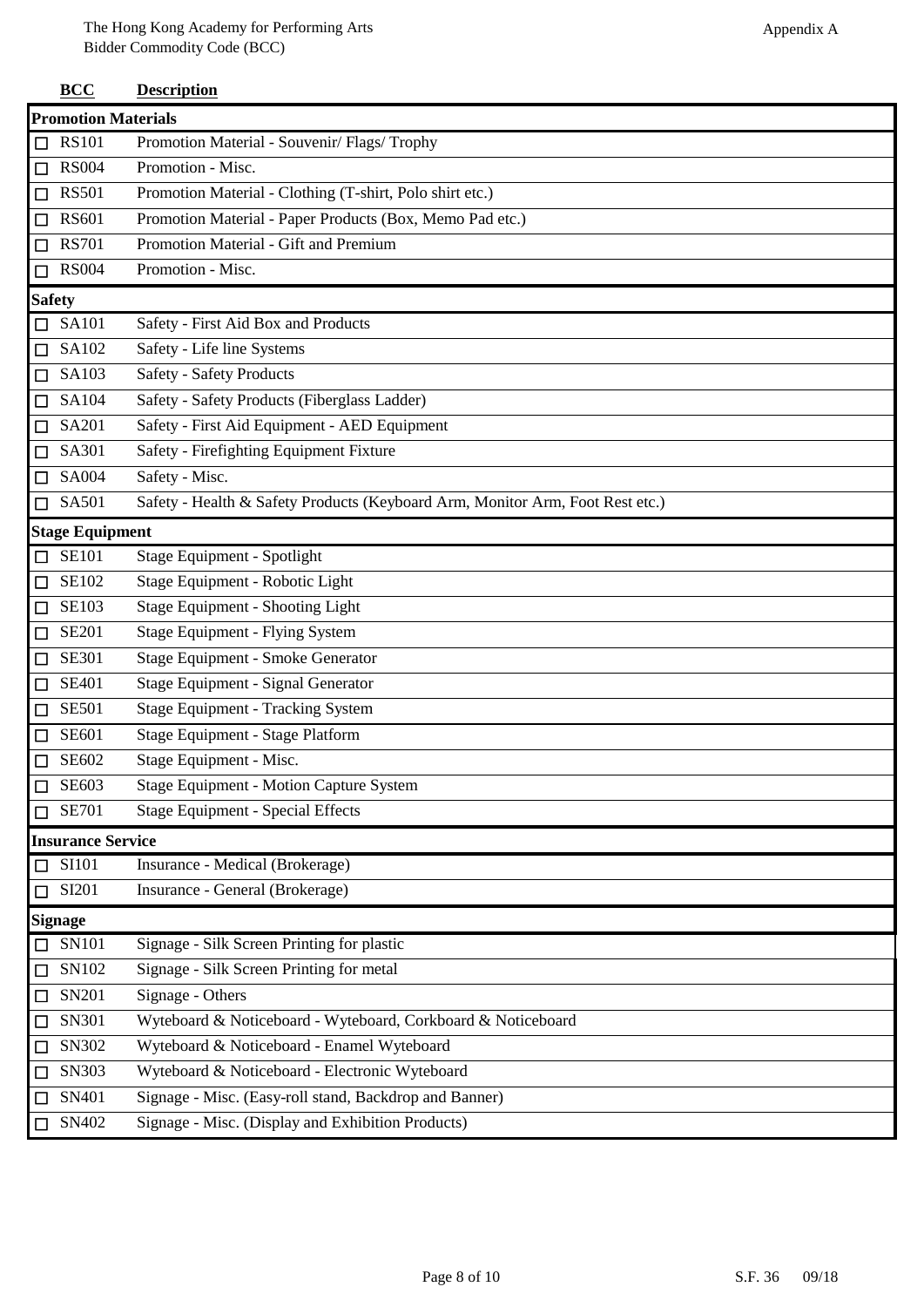| BCC | Description |
|---|---|
| **Promotion Materials** | |
| ☐ RS101 | Promotion Material - Souvenir/ Flags/ Trophy |
| ☐ RS004 | Promotion - Misc. |
| ☐ RS501 | Promotion Material - Clothing (T-shirt, Polo shirt etc.) |
| ☐ RS601 | Promotion Material - Paper Products (Box, Memo Pad etc.) |
| ☐ RS701 | Promotion Material - Gift and Premium |
| ☐ RS004 | Promotion - Misc. |
| **Safety** | |
| ☐ SA101 | Safety - First Aid Box and Products |
| ☐ SA102 | Safety - Life line Systems |
| ☐ SA103 | Safety - Safety Products |
| ☐ SA104 | Safety - Safety Products (Fiberglass Ladder) |
| ☐ SA201 | Safety - First Aid Equipment - AED Equipment |
| ☐ SA301 | Safety - Firefighting Equipment Fixture |
| ☐ SA004 | Safety - Misc. |
| ☐ SA501 | Safety - Health & Safety Products (Keyboard Arm, Monitor Arm, Foot Rest etc.) |
| **Stage Equipment** | |
| ☐ SE101 | Stage Equipment - Spotlight |
| ☐ SE102 | Stage Equipment - Robotic Light |
| ☐ SE103 | Stage Equipment - Shooting Light |
| ☐ SE201 | Stage Equipment - Flying System |
| ☐ SE301 | Stage Equipment - Smoke Generator |
| ☐ SE401 | Stage Equipment - Signal Generator |
| ☐ SE501 | Stage Equipment - Tracking System |
| ☐ SE601 | Stage Equipment - Stage Platform |
| ☐ SE602 | Stage Equipment - Misc. |
| ☐ SE603 | Stage Equipment - Motion Capture System |
| ☐ SE701 | Stage Equipment - Special Effects |
| **Insurance Service** | |
| ☐ SI101 | Insurance - Medical (Brokerage) |
| ☐ SI201 | Insurance - General (Brokerage) |
| **Signage** | |
| ☐ SN101 | Signage - Silk Screen Printing for plastic |
| ☐ SN102 | Signage - Silk Screen Printing for metal |
| ☐ SN201 | Signage - Others |
| ☐ SN301 | Wyteboard & Noticeboard - Wyteboard, Corkboard & Noticeboard |
| ☐ SN302 | Wyteboard & Noticeboard - Enamel Wyteboard |
| ☐ SN303 | Wyteboard & Noticeboard - Electronic Wyteboard |
| ☐ SN401 | Signage - Misc. (Easy-roll stand, Backdrop and Banner) |
| ☐ SN402 | Signage - Misc. (Display and Exhibition Products) |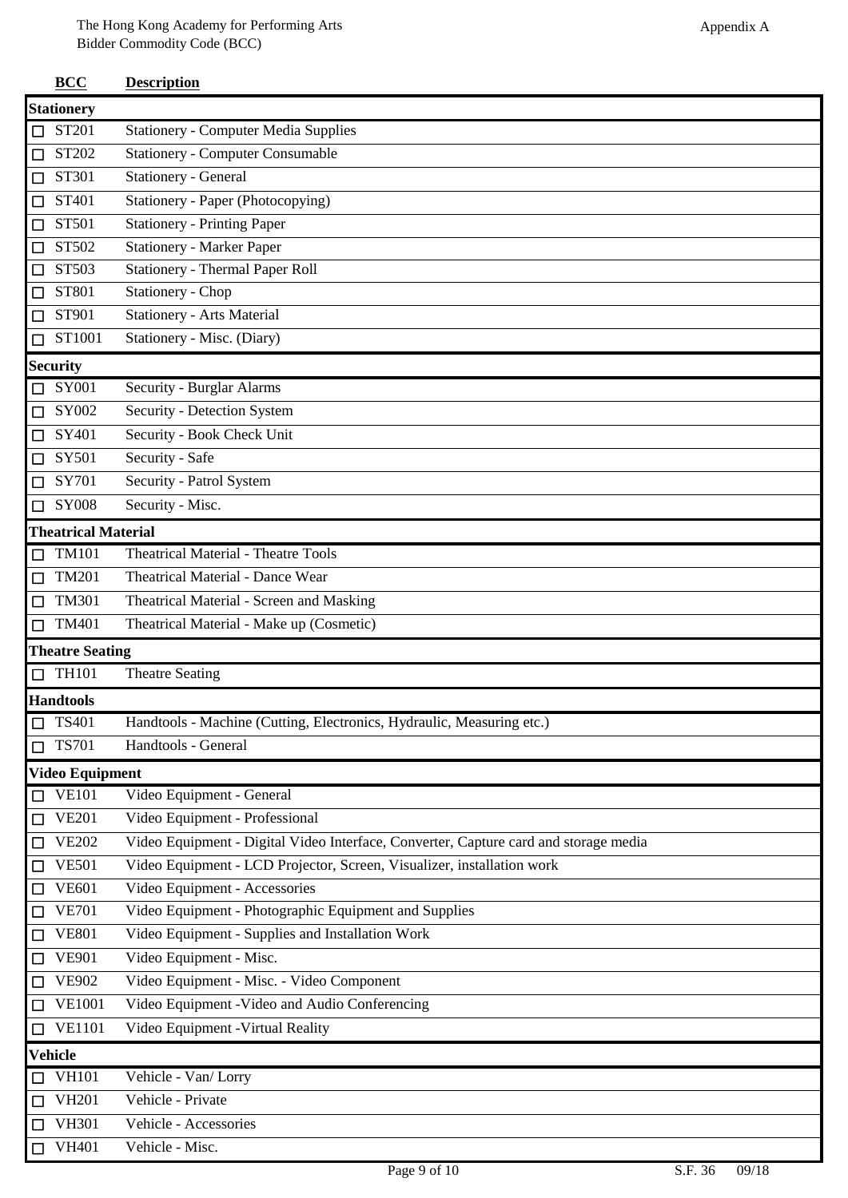| BCC | Description |
|---|---|
| **Stationery** | |
| ☐ ST201 | Stationery - Computer Media Supplies |
| ☐ ST202 | Stationery - Computer Consumable |
| ☐ ST301 | Stationery - General |
| ☐ ST401 | Stationery - Paper (Photocopying) |
| ☐ ST501 | Stationery - Printing Paper |
| ☐ ST502 | Stationery - Marker Paper |
| ☐ ST503 | Stationery - Thermal Paper Roll |
| ☐ ST801 | Stationery - Chop |
| ☐ ST901 | Stationery - Arts Material |
| ☐ ST1001 | Stationery - Misc. (Diary) |
| **Security** | |
| ☐ SY001 | Security - Burglar Alarms |
| ☐ SY002 | Security - Detection System |
| ☐ SY401 | Security - Book Check Unit |
| ☐ SY501 | Security - Safe |
| ☐ SY701 | Security - Patrol System |
| ☐ SY008 | Security - Misc. |
| **Theatrical Material** | |
| ☐ TM101 | Theatrical Material - Theatre Tools |
| ☐ TM201 | Theatrical Material - Dance Wear |
| ☐ TM301 | Theatrical Material - Screen and Masking |
| ☐ TM401 | Theatrical Material - Make up (Cosmetic) |
| **Theatre Seating** | |
| ☐ TH101 | Theatre Seating |
| **Handtools** | |
| ☐ TS401 | Handtools - Machine (Cutting, Electronics, Hydraulic, Measuring etc.) |
| ☐ TS701 | Handtools - General |
| **Video Equipment** | |
| ☐ VE101 | Video Equipment - General |
| ☐ VE201 | Video Equipment - Professional |
| ☐ VE202 | Video Equipment - Digital Video Interface, Converter, Capture card and storage media |
| ☐ VE501 | Video Equipment - LCD Projector, Screen, Visualizer, installation work |
| ☐ VE601 | Video Equipment - Accessories |
| ☐ VE701 | Video Equipment - Photographic Equipment and Supplies |
| ☐ VE801 | Video Equipment - Supplies and Installation Work |
| ☐ VE901 | Video Equipment - Misc. |
| ☐ VE902 | Video Equipment - Misc. - Video Component |
| ☐ VE1001 | Video Equipment -Video and Audio Conferencing |
| ☐ VE1101 | Video Equipment -Virtual Reality |
| **Vehicle** | |
| ☐ VH101 | Vehicle - Van/ Lorry |
| ☐ VH201 | Vehicle - Private |
| ☐ VH301 | Vehicle - Accessories |
| ☐ VH401 | Vehicle - Misc. |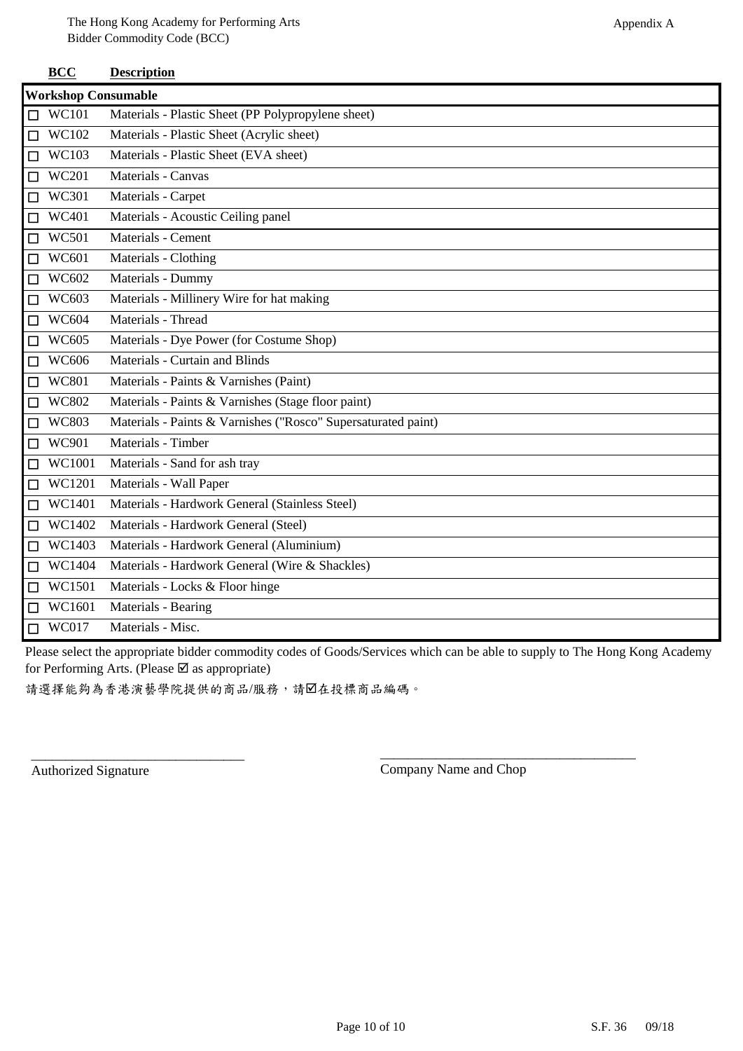The Hong Kong Academy for Performing Arts
Bidder Commodity Code (BCC)

Appendix A

| | BCC | Description |
|---|---|---|
| **Workshop Consumable** | | |
| ☐ | WC101 | Materials - Plastic Sheet (PP Polypropylene sheet) |
| ☐ | WC102 | Materials - Plastic Sheet (Acrylic sheet) |
| ☐ | WC103 | Materials - Plastic Sheet (EVA sheet) |
| ☐ | WC201 | Materials - Canvas |
| ☐ | WC301 | Materials - Carpet |
| ☐ | WC401 | Materials - Acoustic Ceiling panel |
| ☐ | WC501 | Materials - Cement |
| ☐ | WC601 | Materials - Clothing |
| ☐ | WC602 | Materials - Dummy |
| ☐ | WC603 | Materials - Millinery Wire for hat making |
| ☐ | WC604 | Materials - Thread |
| ☐ | WC605 | Materials - Dye Power (for Costume Shop) |
| ☐ | WC606 | Materials - Curtain and Blinds |
| ☐ | WC801 | Materials - Paints & Varnishes (Paint) |
| ☐ | WC802 | Materials - Paints & Varnishes (Stage floor paint) |
| ☐ | WC803 | Materials - Paints & Varnishes ("Rosco" Supersaturated paint) |
| ☐ | WC901 | Materials - Timber |
| ☐ | WC1001 | Materials - Sand for ash tray |
| ☐ | WC1201 | Materials - Wall Paper |
| ☐ | WC1401 | Materials - Hardwork General (Stainless Steel) |
| ☐ | WC1402 | Materials - Hardwork General (Steel) |
| ☐ | WC1403 | Materials - Hardwork General (Aluminium) |
| ☐ | WC1404 | Materials - Hardwork General (Wire & Shackles) |
| ☐ | WC1501 | Materials - Locks & Floor hinge |
| ☐ | WC1601 | Materials - Bearing |
| ☐ | WC017 | Materials - Misc. |

Please select the appropriate bidder commodity codes of Goods/Services which can be able to supply to The Hong Kong Academy for Performing Arts. (Please ☑ as appropriate)

請選擇能夠為香港演藝學院提供的商品/服務，請☑在投標商品編碼。

\_\_\_\_\_\_\_\_\_\_\_\_\_\_\_\_\_\_\_\_\_\_\_\_\_\_\_\_\_\_
Authorized Signature

\_\_\_\_\_\_\_\_\_\_\_\_\_\_\_\_\_\_\_\_\_\_\_\_\_\_\_\_\_\_\_\_\_\_\_\_
Company Name and Chop

S.F. 36 09/18